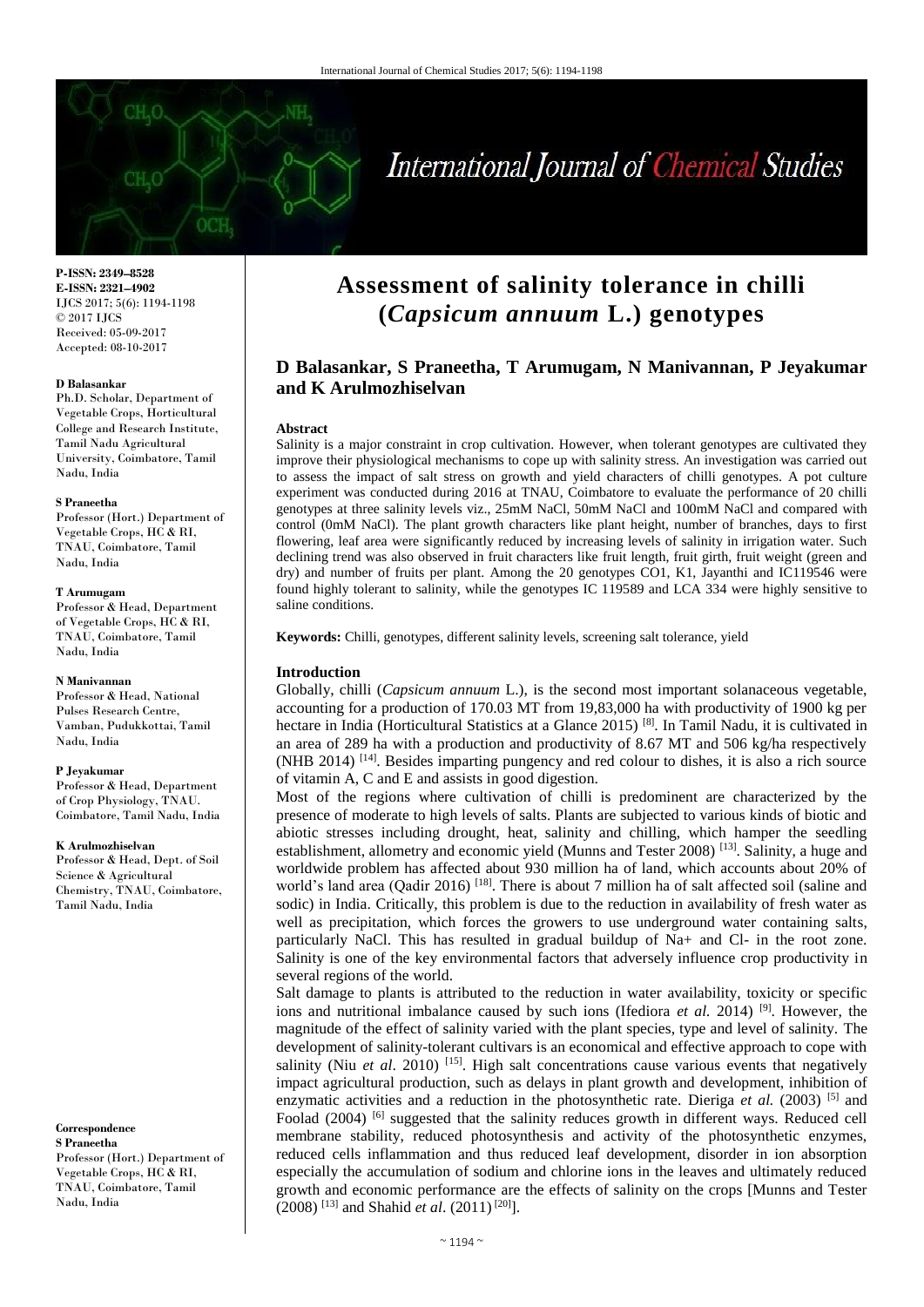P-ISSN: 2349–8528
E-ISSN: 2321–4902
IJCS 2017; 5(6): 1194-1198
© 2017 IJCS
Received: 05-09-2017
Accepted: 08-10-2017

**D Balasankar**
Ph.D. Scholar, Department of Vegetable Crops, Horticultural College and Research Institute, Tamil Nadu Agricultural University, Coimbatore, Tamil Nadu, India

**S Praneetha**
Professor (Hort.) Department of Vegetable Crops, HC & RI, TNAU, Coimbatore, Tamil Nadu, India

**T Arumugam**
Professor & Head, Department of Vegetable Crops, HC & RI, TNAU, Coimbatore, Tamil Nadu, India

**N Manivannan**
Professor & Head, National Pulses Research Centre, Vamban, Pudukkottai, Tamil Nadu, India

**P Jeyakumar**
Professor & Head, Department of Crop Physiology, TNAU. Coimbatore, Tamil Nadu, India

**K Arulmozhiselvan**
Professor & Head, Dept. of Soil Science & Agricultural Chemistry, TNAU, Coimbatore, Tamil Nadu, India

**Correspondence**
**S Praneetha**
Professor (Hort.) Department of Vegetable Crops, HC & RI, TNAU, Coimbatore, Tamil Nadu, India

# Assessment of salinity tolerance in chilli (*Capsicum annuum* L.) genotypes

**D Balasankar, S Praneetha, T Arumugam, N Manivannan, P Jeyakumar and K Arulmozhiselvan**

**Abstract**

Salinity is a major constraint in crop cultivation. However, when tolerant genotypes are cultivated they improve their physiological mechanisms to cope up with salinity stress. An investigation was carried out to assess the impact of salt stress on growth and yield characters of chilli genotypes. A pot culture experiment was conducted during 2016 at TNAU, Coimbatore to evaluate the performance of 20 chilli genotypes at three salinity levels viz., 25mM NaCl, 50mM NaCl and 100mM NaCl and compared with control (0mM NaCl). The plant growth characters like plant height, number of branches, days to first flowering, leaf area were significantly reduced by increasing levels of salinity in irrigation water. Such declining trend was also observed in fruit characters like fruit length, fruit girth, fruit weight (green and dry) and number of fruits per plant. Among the 20 genotypes CO1, K1, Jayanthi and IC119546 were found highly tolerant to salinity, while the genotypes IC 119589 and LCA 334 were highly sensitive to saline conditions.

**Keywords:** Chilli, genotypes, different salinity levels, screening salt tolerance, yield

## Introduction

Globally, chilli (*Capsicum annuum* L.), is the second most important solanaceous vegetable, accounting for a production of 170.03 MT from 19,83,000 ha with productivity of 1900 kg per hectare in India (Horticultural Statistics at a Glance 2015) [8]. In Tamil Nadu, it is cultivated in an area of 289 ha with a production and productivity of 8.67 MT and 506 kg/ha respectively (NHB 2014) [14]. Besides imparting pungency and red colour to dishes, it is also a rich source of vitamin A, C and E and assists in good digestion.

Most of the regions where cultivation of chilli is predominent are characterized by the presence of moderate to high levels of salts. Plants are subjected to various kinds of biotic and abiotic stresses including drought, heat, salinity and chilling, which hamper the seedling establishment, allometry and economic yield (Munns and Tester 2008) [13]. Salinity, a huge and worldwide problem has affected about 930 million ha of land, which accounts about 20% of world's land area (Qadir 2016) [18]. There is about 7 million ha of salt affected soil (saline and sodic) in India. Critically, this problem is due to the reduction in availability of fresh water as well as precipitation, which forces the growers to use underground water containing salts, particularly NaCl. This has resulted in gradual buildup of $Na^+$ and $Cl^-$ in the root zone. Salinity is one of the key environmental factors that adversely influence crop productivity in several regions of the world.

Salt damage to plants is attributed to the reduction in water availability, toxicity or specific ions and nutritional imbalance caused by such ions (Ifediora *et al.* 2014) [9]. However, the magnitude of the effect of salinity varied with the plant species, type and level of salinity. The development of salinity-tolerant cultivars is an economical and effective approach to cope with salinity (Niu *et al.* 2010) [15]. High salt concentrations cause various events that negatively impact agricultural production, such as delays in plant growth and development, inhibition of enzymatic activities and a reduction in the photosynthetic rate. Dieriga *et al.* (2003) [5] and Foolad (2004) [6] suggested that the salinity reduces growth in different ways. Reduced cell membrane stability, reduced photosynthesis and activity of the photosynthetic enzymes, reduced cells inflammation and thus reduced leaf development, disorder in ion absorption especially the accumulation of sodium and chlorine ions in the leaves and ultimately reduced growth and economic performance are the effects of salinity on the crops [Munns and Tester (2008) [13] and Shahid *et al*. (2011) [20]].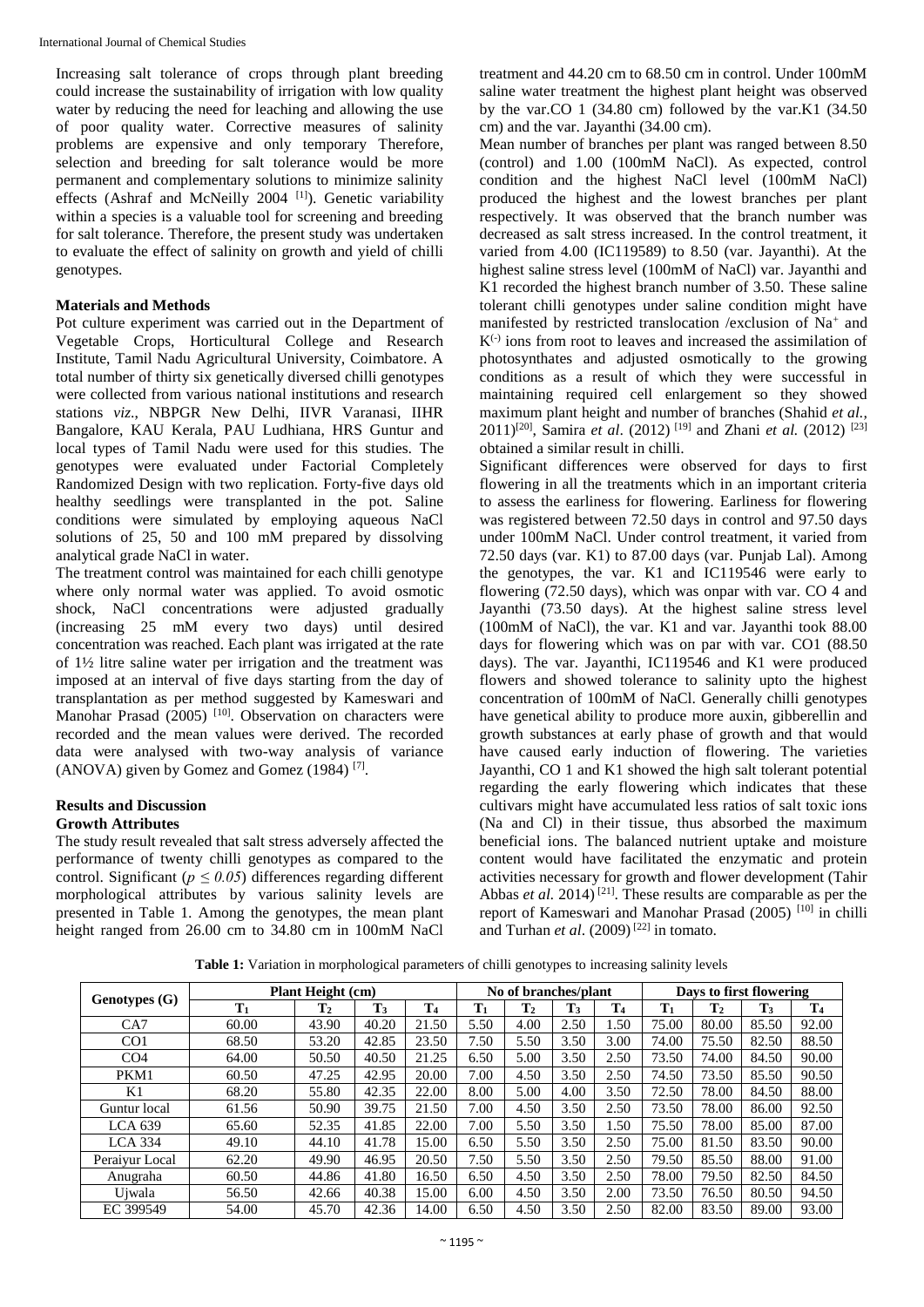Increasing salt tolerance of crops through plant breeding could increase the sustainability of irrigation with low quality water by reducing the need for leaching and allowing the use of poor quality water. Corrective measures of salinity problems are expensive and only temporary Therefore, selection and breeding for salt tolerance would be more permanent and complementary solutions to minimize salinity effects (Ashraf and McNeilly 2004 [1]). Genetic variability within a species is a valuable tool for screening and breeding for salt tolerance. Therefore, the present study was undertaken to evaluate the effect of salinity on growth and yield of chilli genotypes.

## Materials and Methods

Pot culture experiment was carried out in the Department of Vegetable Crops, Horticultural College and Research Institute, Tamil Nadu Agricultural University, Coimbatore. A total number of thirty six genetically diversed chilli genotypes were collected from various national institutions and research stations *viz.,* NBPGR New Delhi, IIVR Varanasi, IIHR Bangalore, KAU Kerala, PAU Ludhiana, HRS Guntur and local types of Tamil Nadu were used for this studies. The genotypes were evaluated under Factorial Completely Randomized Design with two replication. Forty-five days old healthy seedlings were transplanted in the pot. Saline conditions were simulated by employing aqueous NaCl solutions of 25, 50 and 100 mM prepared by dissolving analytical grade NaCl in water.

The treatment control was maintained for each chilli genotype where only normal water was applied. To avoid osmotic shock, NaCl concentrations were adjusted gradually (increasing 25 mM every two days) until desired concentration was reached. Each plant was irrigated at the rate of 1½ litre saline water per irrigation and the treatment was imposed at an interval of five days starting from the day of transplantation as per method suggested by Kameswari and Manohar Prasad (2005) [10]. Observation on characters were recorded and the mean values were derived. The recorded data were analysed with two-way analysis of variance (ANOVA) given by Gomez and Gomez (1984) [7].

## Results and Discussion

### Growth Attributes

The study result revealed that salt stress adversely affected the performance of twenty chilli genotypes as compared to the control. Significant ($p \leq 0.05$) differences regarding different morphological attributes by various salinity levels are presented in Table 1. Among the genotypes, the mean plant height ranged from 26.00 cm to 34.80 cm in 100mM NaCl treatment and 44.20 cm to 68.50 cm in control. Under 100mM saline water treatment the highest plant height was observed by the var.CO 1 (34.80 cm) followed by the var.K1 (34.50 cm) and the var. Jayanthi (34.00 cm).

Mean number of branches per plant was ranged between 8.50 (control) and 1.00 (100mM NaCl). As expected, control condition and the highest NaCl level (100mM NaCl) produced the highest and the lowest branches per plant respectively. It was observed that the branch number was decreased as salt stress increased. In the control treatment, it varied from 4.00 (IC119589) to 8.50 (var. Jayanthi). At the highest saline stress level (100mM of NaCl) var. Jayanthi and K1 recorded the highest branch number of 3.50. These saline tolerant chilli genotypes under saline condition might have manifested by restricted translocation /exclusion of $Na^+$ and $K^{(-)}$ ions from root to leaves and increased the assimilation of photosynthates and adjusted osmotically to the growing conditions as a result of which they were successful in maintaining required cell enlargement so they showed maximum plant height and number of branches (Shahid *et al.,* 2011)[20], Samira *et al*. (2012) [19] and Zhani *et al.* (2012) [23] obtained a similar result in chilli.

Significant differences were observed for days to first flowering in all the treatments which in an important criteria to assess the earliness for flowering. Earliness for flowering was registered between 72.50 days in control and 97.50 days under 100mM NaCl. Under control treatment, it varied from 72.50 days (var. K1) to 87.00 days (var. Punjab Lal). Among the genotypes, the var. K1 and IC119546 were early to flowering (72.50 days), which was onpar with var. CO 4 and Jayanthi (73.50 days). At the highest saline stress level (100mM of NaCl), the var. K1 and var. Jayanthi took 88.00 days for flowering which was on par with var. CO1 (88.50 days). The var. Jayanthi, IC119546 and K1 were produced flowers and showed tolerance to salinity upto the highest concentration of 100mM of NaCl. Generally chilli genotypes have genetical ability to produce more auxin, gibberellin and growth substances at early phase of growth and that would have caused early induction of flowering. The varieties Jayanthi, CO 1 and K1 showed the high salt tolerant potential regarding the early flowering which indicates that these cultivars might have accumulated less ratios of salt toxic ions (Na and Cl) in their tissue, thus absorbed the maximum beneficial ions. The balanced nutrient uptake and moisture content would have facilitated the enzymatic and protein activities necessary for growth and flower development (Tahir Abbas *et al.* 2014) [21]. These results are comparable as per the report of Kameswari and Manohar Prasad (2005) [10] in chilli and Turhan *et al*. (2009) [22] in tomato.

**Table 1:** Variation in morphological parameters of chilli genotypes to increasing salinity levels

| Genotypes (G) | Plant Height (cm) | | | | No of branches/plant | | | | Days to first flowering | | | |
|---|---|---|---|---|---|---|---|---|---|---|---|---|
| | $T_1$ | $T_2$ | $T_3$ | $T_4$ | $T_1$ | $T_2$ | $T_3$ | $T_4$ | $T_1$ | $T_2$ | $T_3$ | $T_4$ |
| CA7 | 60.00 | 43.90 | 40.20 | 21.50 | 5.50 | 4.00 | 2.50 | 1.50 | 75.00 | 80.00 | 85.50 | 92.00 |
| CO1 | 68.50 | 53.20 | 42.85 | 23.50 | 7.50 | 5.50 | 3.50 | 3.00 | 74.00 | 75.50 | 82.50 | 88.50 |
| CO4 | 64.00 | 50.50 | 40.50 | 21.25 | 6.50 | 5.00 | 3.50 | 2.50 | 73.50 | 74.00 | 84.50 | 90.00 |
| PKM1 | 60.50 | 47.25 | 42.95 | 20.00 | 7.00 | 4.50 | 3.50 | 2.50 | 74.50 | 73.50 | 85.50 | 90.50 |
| K1 | 68.20 | 55.80 | 42.35 | 22.00 | 8.00 | 5.00 | 4.00 | 3.50 | 72.50 | 78.00 | 84.50 | 88.00 |
| Guntur local | 61.56 | 50.90 | 39.75 | 21.50 | 7.00 | 4.50 | 3.50 | 2.50 | 73.50 | 78.00 | 86.00 | 92.50 |
| LCA 639 | 65.60 | 52.35 | 41.85 | 22.00 | 7.00 | 5.50 | 3.50 | 1.50 | 75.50 | 78.00 | 85.00 | 87.00 |
| LCA 334 | 49.10 | 44.10 | 41.78 | 15.00 | 6.50 | 5.50 | 3.50 | 2.50 | 75.00 | 81.50 | 83.50 | 90.00 |
| Peraiyur Local | 62.20 | 49.90 | 46.95 | 20.50 | 7.50 | 5.50 | 3.50 | 2.50 | 79.50 | 85.50 | 88.00 | 91.00 |
| Anugraha | 60.50 | 44.86 | 41.80 | 16.50 | 6.50 | 4.50 | 3.50 | 2.50 | 78.00 | 79.50 | 82.50 | 84.50 |
| Ujwala | 56.50 | 42.66 | 40.38 | 15.00 | 6.00 | 4.50 | 3.50 | 2.00 | 73.50 | 76.50 | 80.50 | 94.50 |
| EC 399549 | 54.00 | 45.70 | 42.36 | 14.00 | 6.50 | 4.50 | 3.50 | 2.50 | 82.00 | 83.50 | 89.00 | 93.00 |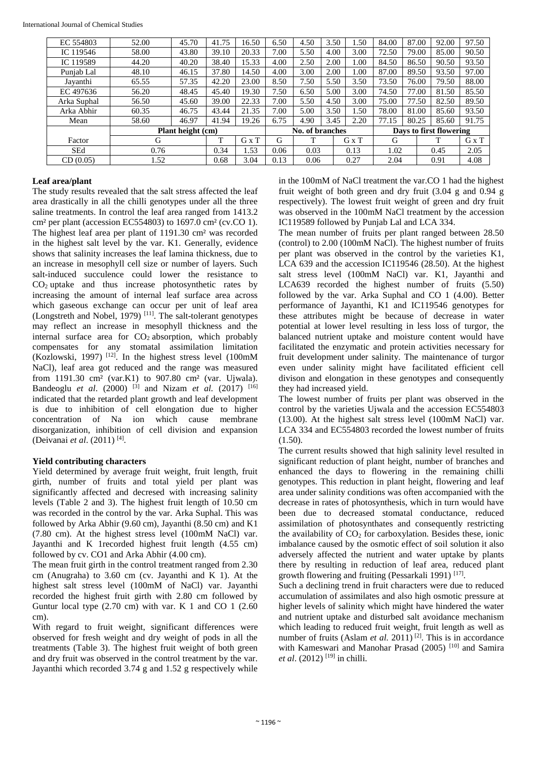| EC 554803 | 52.00 | 45.70 | 41.75 | 16.50 | 6.50 | 4.50 | 3.50 | 1.50 | 84.00 | 87.00 | 92.00 | 97.50 |
|---|---|---|---|---|---|---|---|---|---|---|---|---|
| IC 119546 | 58.00 | 43.80 | 39.10 | 20.33 | 7.00 | 5.50 | 4.00 | 3.00 | 72.50 | 79.00 | 85.00 | 90.50 |
| IC 119589 | 44.20 | 40.20 | 38.40 | 15.33 | 4.00 | 2.50 | 2.00 | 1.00 | 84.50 | 86.50 | 90.50 | 93.50 |
| Punjab Lal | 48.10 | 46.15 | 37.80 | 14.50 | 4.00 | 3.00 | 2.00 | 1.00 | 87.00 | 89.50 | 93.50 | 97.00 |
| Jayanthi | 65.55 | 57.35 | 42.20 | 23.00 | 8.50 | 7.50 | 5.50 | 3.50 | 73.50 | 76.00 | 79.50 | 88.00 |
| EC 497636 | 56.20 | 48.45 | 45.40 | 19.30 | 7.50 | 6.50 | 5.00 | 3.00 | 74.50 | 77.00 | 81.50 | 85.50 |
| Arka Suphal | 56.50 | 45.60 | 39.00 | 22.33 | 7.00 | 5.50 | 4.50 | 3.00 | 75.00 | 77.50 | 82.50 | 89.50 |
| Arka Abhir | 60.35 | 46.75 | 43.44 | 21.35 | 7.00 | 5.00 | 3.50 | 1.50 | 78.00 | 81.00 | 85.60 | 93.50 |
| Mean | 58.60 | 46.97 | 41.94 | 19.26 | 6.75 | 4.90 | 3.45 | 2.20 | 77.15 | 80.25 | 85.60 | 91.75 |
| | **Plant height (cm)** | | | | **No. of branches** | | | | **Days to first flowering** | | | |
| Factor | G | | T | G x T | G | T | | G x T | G | | T | G x T |
| SEd | 0.76 | | 0.34 | 1.53 | 0.06 | 0.03 | | 0.13 | 1.02 | | 0.45 | 2.05 |
| CD (0.05) | 1.52 | | 0.68 | 3.04 | 0.13 | 0.06 | | 0.27 | 2.04 | | 0.91 | 4.08 |

**Leaf area/plant**

The study results revealed that the salt stress affected the leaf area drastically in all the chilli genotypes under all the three saline treatments. In control the leaf area ranged from 1413.2 cm² per plant (accession EC554803) to 1697.0 cm² (cv.CO 1). The highest leaf area per plant of 1191.30 cm² was recorded in the highest salt level by the var. K1. Generally, evidence shows that salinity increases the leaf lamina thickness, due to an increase in mesophyll cell size or number of layers. Such salt-induced succulence could lower the resistance to $CO_2$ uptake and thus increase photosynthetic rates by increasing the amount of internal leaf surface area across which gaseous exchange can occur per unit of leaf area (Longstreth and Nobel, 1979) [11]. The salt-tolerant genotypes may reflect an increase in mesophyll thickness and the internal surface area for $CO_2$ absorption, which probably compensates for any stomatal assimilation limitation (Kozlowski, 1997) [12]. In the highest stress level (100mM NaCl), leaf area got reduced and the range was measured from 1191.30 cm² (var.K1) to 907.80 cm² (var. Ujwala). Bandeoglu *et al*. (2000) [3] and Nizam *et al.* (2017) [16] indicated that the retarded plant growth and leaf development is due to inhibition of cell elongation due to higher concentration of Na ion which cause membrane disorganization, inhibition of cell division and expansion (Deivanai *et al*. (2011) [4].

**Yield contributing characters**

Yield determined by average fruit weight, fruit length, fruit girth, number of fruits and total yield per plant was significantly affected and decresed with increasing salinity levels (Table 2 and 3). The highest fruit length of 10.50 cm was recorded in the control by the var. Arka Suphal. This was followed by Arka Abhir (9.60 cm), Jayanthi (8.50 cm) and K1 (7.80 cm). At the highest stress level (100mM NaCl) var. Jayanthi and K 1recorded highest fruit length (4.55 cm) followed by cv. CO1 and Arka Abhir (4.00 cm).

The mean fruit girth in the control treatment ranged from 2.30 cm (Anugraha) to 3.60 cm (cv. Jayanthi and K 1). At the highest salt stress level (100mM of NaCl) var. Jayanthi recorded the highest fruit girth with 2.80 cm followed by Guntur local type (2.70 cm) with var. K 1 and CO 1 (2.60 cm).

With regard to fruit weight, significant differences were observed for fresh weight and dry weight of pods in all the treatments (Table 3). The highest fruit weight of both green and dry fruit was observed in the control treatment by the var. Jayanthi which recorded 3.74 g and 1.52 g respectively while in the 100mM of NaCl treatment the var.CO 1 had the highest fruit weight of both green and dry fruit (3.04 g and 0.94 g respectively). The lowest fruit weight of green and dry fruit was observed in the 100mM NaCl treatment by the accession IC119589 followed by Punjab Lal and LCA 334.

The mean number of fruits per plant ranged between 28.50 (control) to 2.00 (100mM NaCl). The highest number of fruits per plant was observed in the control by the varieties K1, LCA 639 and the accession IC119546 (28.50). At the highest salt stress level (100mM NaCl) var. K1, Jayanthi and LCA639 recorded the highest number of fruits (5.50) followed by the var. Arka Suphal and CO 1 (4.00). Better performance of Jayanthi, K1 and IC119546 genotypes for these attributes might be because of decrease in water potential at lower level resulting in less loss of turgor, the balanced nutrient uptake and moisture content would have facilitated the enzymatic and protein activities necessary for fruit development under salinity. The maintenance of turgor even under salinity might have facilitated efficient cell divison and elongation in these genotypes and consequently they had increased yield.

The lowest number of fruits per plant was observed in the control by the varieties Ujwala and the accession EC554803 (13.00). At the highest salt stress level (100mM NaCl) var. LCA 334 and EC554803 recorded the lowest number of fruits (1.50).

The current results showed that high salinity level resulted in significant reduction of plant height, number of branches and enhanced the days to flowering in the remaining chilli genotypes. This reduction in plant height, flowering and leaf area under salinity conditions was often accompanied with the decrease in rates of photosynthesis, which in turn would have been due to decreased stomatal conductance, reduced assimilation of photosynthates and consequently restricting the availability of $CO_2$ for carboxylation. Besides these, ionic imbalance caused by the osmotic effect of soil solution it also adversely affected the nutrient and water uptake by plants there by resulting in reduction of leaf area, reduced plant growth flowering and fruiting (Pessarkali 1991) [17].

Such a declining trend in fruit characters were due to reduced accumulation of assimilates and also high osmotic pressure at higher levels of salinity which might have hindered the water and nutrient uptake and disturbed salt avoidance mechanism which leading to reduced fruit weight, fruit length as well as number of fruits (Aslam *et al.* 2011) [2]. This is in accordance with Kameswari and Manohar Prasad (2005) [10] and Samira *et al*. (2012) [19] in chilli.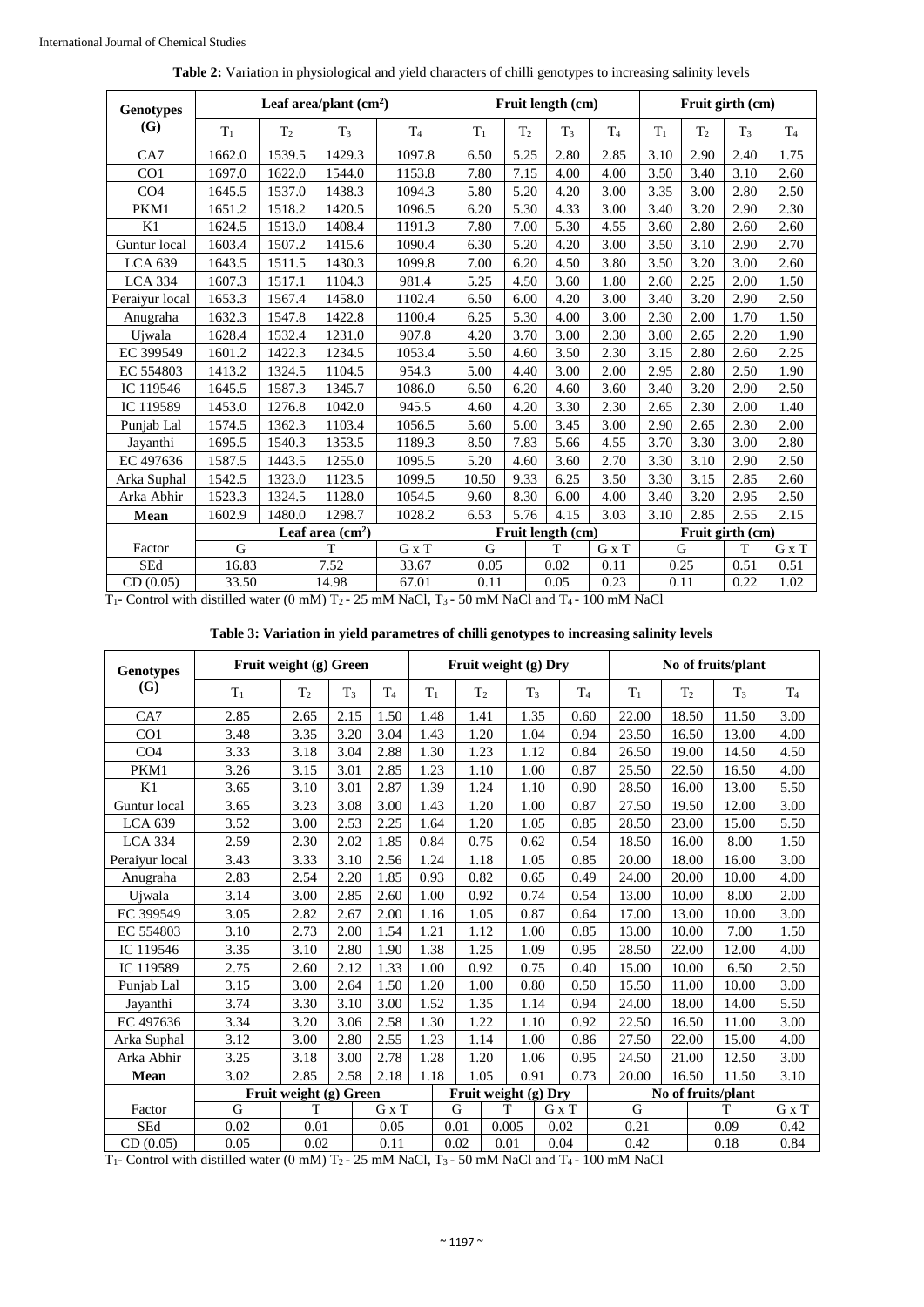**Table 2:** Variation in physiological and yield characters of chilli genotypes to increasing salinity levels

| Genotypes (G) | Leaf area/plant (cm²) | | | | Fruit length (cm) | | | | Fruit girth (cm) | | | |
|---|---|---|---|---|---|---|---|---|---|---|---|---|
| | $T_1$ | $T_2$ | $T_3$ | $T_4$ | $T_1$ | $T_2$ | $T_3$ | $T_4$ | $T_1$ | $T_2$ | $T_3$ | $T_4$ |
| CA7 | 1662.0 | 1539.5 | 1429.3 | 1097.8 | 6.50 | 5.25 | 2.80 | 2.85 | 3.10 | 2.90 | 2.40 | 1.75 |
| CO1 | 1697.0 | 1622.0 | 1544.0 | 1153.8 | 7.80 | 7.15 | 4.00 | 4.00 | 3.50 | 3.40 | 3.10 | 2.60 |
| CO4 | 1645.5 | 1537.0 | 1438.3 | 1094.3 | 5.80 | 5.20 | 4.20 | 3.00 | 3.35 | 3.00 | 2.80 | 2.50 |
| PKM1 | 1651.2 | 1518.2 | 1420.5 | 1096.5 | 6.20 | 5.30 | 4.33 | 3.00 | 3.40 | 3.20 | 2.90 | 2.30 |
| K1 | 1624.5 | 1513.0 | 1408.4 | 1191.3 | 7.80 | 7.00 | 5.30 | 4.55 | 3.60 | 2.80 | 2.60 | 2.60 |
| Guntur local | 1603.4 | 1507.2 | 1415.6 | 1090.4 | 6.30 | 5.20 | 4.20 | 3.00 | 3.50 | 3.10 | 2.90 | 2.70 |
| LCA 639 | 1643.5 | 1511.5 | 1430.3 | 1099.8 | 7.00 | 6.20 | 4.50 | 3.80 | 3.50 | 3.20 | 3.00 | 2.60 |
| LCA 334 | 1607.3 | 1517.1 | 1104.3 | 981.4 | 5.25 | 4.50 | 3.60 | 1.80 | 2.60 | 2.25 | 2.00 | 1.50 |
| Peraiyur local | 1653.3 | 1567.4 | 1458.0 | 1102.4 | 6.50 | 6.00 | 4.20 | 3.00 | 3.40 | 3.20 | 2.90 | 2.50 |
| Anugraha | 1632.3 | 1547.8 | 1422.8 | 1100.4 | 6.25 | 5.30 | 4.00 | 3.00 | 2.30 | 2.00 | 1.70 | 1.50 |
| Ujwala | 1628.4 | 1532.4 | 1231.0 | 907.8 | 4.20 | 3.70 | 3.00 | 2.30 | 3.00 | 2.65 | 2.20 | 1.90 |
| EC 399549 | 1601.2 | 1422.3 | 1234.5 | 1053.4 | 5.50 | 4.60 | 3.50 | 2.30 | 3.15 | 2.80 | 2.60 | 2.25 |
| EC 554803 | 1413.2 | 1324.5 | 1104.5 | 954.3 | 5.00 | 4.40 | 3.00 | 2.00 | 2.95 | 2.80 | 2.50 | 1.90 |
| IC 119546 | 1645.5 | 1587.3 | 1345.7 | 1086.0 | 6.50 | 6.20 | 4.60 | 3.60 | 3.40 | 3.20 | 2.90 | 2.50 |
| IC 119589 | 1453.0 | 1276.8 | 1042.0 | 945.5 | 4.60 | 4.20 | 3.30 | 2.30 | 2.65 | 2.30 | 2.00 | 1.40 |
| Punjab Lal | 1574.5 | 1362.3 | 1103.4 | 1056.5 | 5.60 | 5.00 | 3.45 | 3.00 | 2.90 | 2.65 | 2.30 | 2.00 |
| Jayanthi | 1695.5 | 1540.3 | 1353.5 | 1189.3 | 8.50 | 7.83 | 5.66 | 4.55 | 3.70 | 3.30 | 3.00 | 2.80 |
| EC 497636 | 1587.5 | 1443.5 | 1255.0 | 1095.5 | 5.20 | 4.60 | 3.60 | 2.70 | 3.30 | 3.10 | 2.90 | 2.50 |
| Arka Suphal | 1542.5 | 1323.0 | 1123.5 | 1099.5 | 10.50 | 9.33 | 6.25 | 3.50 | 3.30 | 3.15 | 2.85 | 2.60 |
| Arka Abhir | 1523.3 | 1324.5 | 1128.0 | 1054.5 | 9.60 | 8.30 | 6.00 | 4.00 | 3.40 | 3.20 | 2.95 | 2.50 |
| **Mean** | 1602.9 | 1480.0 | 1298.7 | 1028.2 | 6.53 | 5.76 | 4.15 | 3.03 | 3.10 | 2.85 | 2.55 | 2.15 |
| | Leaf area (cm²) | | | | Fruit length (cm) | | | | Fruit girth (cm) | | | |
| Factor | G | | T | G x T | G | | T | G x T | G | | T | G x T |
| SEd | 16.83 | | 7.52 | 33.67 | 0.05 | | 0.02 | 0.11 | 0.25 | | 0.51 | 0.51 |
| CD (0.05) | 33.50 | | 14.98 | 67.01 | 0.11 | | 0.05 | 0.23 | 0.11 | | 0.22 | 1.02 |

$T_1$- Control with distilled water (0 mM) $T_2$ - 25 mM NaCl, $T_3$ - 50 mM NaCl and $T_4$ - 100 mM NaCl

**Table 3: Variation in yield parametres of chilli genotypes to increasing salinity levels**

| Genotypes (G) | Fruit weight (g) Green | | | | Fruit weight (g) Dry | | | | No of fruits/plant | | | |
|---|---|---|---|---|---|---|---|---|---|---|---|---|
| | $T_1$ | $T_2$ | $T_3$ | $T_4$ | $T_1$ | $T_2$ | $T_3$ | $T_4$ | $T_1$ | $T_2$ | $T_3$ | $T_4$ |
| CA7 | 2.85 | 2.65 | 2.15 | 1.50 | 1.48 | 1.41 | 1.35 | 0.60 | 22.00 | 18.50 | 11.50 | 3.00 |
| CO1 | 3.48 | 3.35 | 3.20 | 3.04 | 1.43 | 1.20 | 1.04 | 0.94 | 23.50 | 16.50 | 13.00 | 4.00 |
| CO4 | 3.33 | 3.18 | 3.04 | 2.88 | 1.30 | 1.23 | 1.12 | 0.84 | 26.50 | 19.00 | 14.50 | 4.50 |
| PKM1 | 3.26 | 3.15 | 3.01 | 2.85 | 1.23 | 1.10 | 1.00 | 0.87 | 25.50 | 22.50 | 16.50 | 4.00 |
| K1 | 3.65 | 3.10 | 3.01 | 2.87 | 1.39 | 1.24 | 1.10 | 0.90 | 28.50 | 16.00 | 13.00 | 5.50 |
| Guntur local | 3.65 | 3.23 | 3.08 | 3.00 | 1.43 | 1.20 | 1.00 | 0.87 | 27.50 | 19.50 | 12.00 | 3.00 |
| LCA 639 | 3.52 | 3.00 | 2.53 | 2.25 | 1.64 | 1.20 | 1.05 | 0.85 | 28.50 | 23.00 | 15.00 | 5.50 |
| LCA 334 | 2.59 | 2.30 | 2.02 | 1.85 | 0.84 | 0.75 | 0.62 | 0.54 | 18.50 | 16.00 | 8.00 | 1.50 |
| Peraiyur local | 3.43 | 3.33 | 3.10 | 2.56 | 1.24 | 1.18 | 1.05 | 0.85 | 20.00 | 18.00 | 16.00 | 3.00 |
| Anugraha | 2.83 | 2.54 | 2.20 | 1.85 | 0.93 | 0.82 | 0.65 | 0.49 | 24.00 | 20.00 | 10.00 | 4.00 |
| Ujwala | 3.14 | 3.00 | 2.85 | 2.60 | 1.00 | 0.92 | 0.74 | 0.54 | 13.00 | 10.00 | 8.00 | 2.00 |
| EC 399549 | 3.05 | 2.82 | 2.67 | 2.00 | 1.16 | 1.05 | 0.87 | 0.64 | 17.00 | 13.00 | 10.00 | 3.00 |
| EC 554803 | 3.10 | 2.73 | 2.00 | 1.54 | 1.21 | 1.12 | 1.00 | 0.85 | 13.00 | 10.00 | 7.00 | 1.50 |
| IC 119546 | 3.35 | 3.10 | 2.80 | 1.90 | 1.38 | 1.25 | 1.09 | 0.95 | 28.50 | 22.00 | 12.00 | 4.00 |
| IC 119589 | 2.75 | 2.60 | 2.12 | 1.33 | 1.00 | 0.92 | 0.75 | 0.40 | 15.00 | 10.00 | 6.50 | 2.50 |
| Punjab Lal | 3.15 | 3.00 | 2.64 | 1.50 | 1.20 | 1.00 | 0.80 | 0.50 | 15.50 | 11.00 | 10.00 | 3.00 |
| Jayanthi | 3.74 | 3.30 | 3.10 | 3.00 | 1.52 | 1.35 | 1.14 | 0.94 | 24.00 | 18.00 | 14.00 | 5.50 |
| EC 497636 | 3.34 | 3.20 | 3.06 | 2.58 | 1.30 | 1.22 | 1.10 | 0.92 | 22.50 | 16.50 | 11.00 | 3.00 |
| Arka Suphal | 3.12 | 3.00 | 2.80 | 2.55 | 1.23 | 1.14 | 1.00 | 0.86 | 27.50 | 22.00 | 15.00 | 4.00 |
| Arka Abhir | 3.25 | 3.18 | 3.00 | 2.78 | 1.28 | 1.20 | 1.06 | 0.95 | 24.50 | 21.00 | 12.50 | 3.00 |
| **Mean** | 3.02 | 2.85 | 2.58 | 2.18 | 1.18 | 1.05 | 0.91 | 0.73 | 20.00 | 16.50 | 11.50 | 3.10 |
| | Fruit weight (g) Green | | | | Fruit weight (g) Dry | | | | No of fruits/plant | | | |
| Factor | G | T | | G x T | G | T | | G x T | G | | T | G x T |
| SEd | 0.02 | 0.01 | | 0.05 | 0.01 | 0.005 | | 0.02 | 0.21 | | 0.09 | 0.42 |
| CD (0.05) | 0.05 | 0.02 | | 0.11 | 0.02 | 0.01 | | 0.04 | 0.42 | | 0.18 | 0.84 |

$T_1$- Control with distilled water (0 mM) $T_2$ - 25 mM NaCl, $T_3$ - 50 mM NaCl and $T_4$ - 100 mM NaCl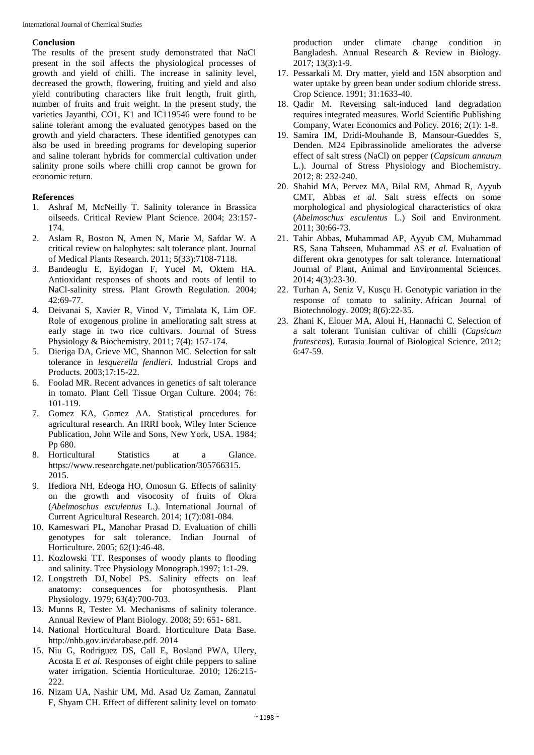## Conclusion

The results of the present study demonstrated that NaCl present in the soil affects the physiological processes of growth and yield of chilli. The increase in salinity level, decreased the growth, flowering, fruiting and yield and also yield contributing characters like fruit length, fruit girth, number of fruits and fruit weight. In the present study, the varieties Jayanthi, CO1, K1 and IC119546 were found to be saline tolerant among the evaluated genotypes based on the growth and yield characters. These identified genotypes can also be used in breeding programs for developing superior and saline tolerant hybrids for commercial cultivation under salinity prone soils where chilli crop cannot be grown for economic return.

## References

1. Ashraf M, McNeilly T. Salinity tolerance in Brassica oilseeds. Critical Review Plant Science. 2004; 23:157-174.
2. Aslam R, Boston N, Amen N, Marie M, Safdar W. A critical review on halophytes: salt tolerance plant. Journal of Medical Plants Research. 2011; 5(33):7108-7118.
3. Bandeoglu E, Eyidogan F, Yucel M, Oktem HA. Antioxidant responses of shoots and roots of lentil to NaCl-salinity stress. Plant Growth Regulation. 2004; 42:69-77.
4. Deivanai S, Xavier R, Vinod V, Timalata K, Lim OF. Role of exogenous proline in ameliorating salt stress at early stage in two rice cultivars. Journal of Stress Physiology & Biochemistry. 2011; 7(4): 157-174.
5. Dieriga DA, Grieve MC, Shannon MC. Selection for salt tolerance in *lesquerella fendleri.* Industrial Crops and Products. 2003;17:15-22.
6. Foolad MR. Recent advances in genetics of salt tolerance in tomato. Plant Cell Tissue Organ Culture. 2004; 76: 101-119.
7. Gomez KA, Gomez AA. Statistical procedures for agricultural research. An IRRI book, Wiley Inter Science Publication, John Wile and Sons, New York, USA. 1984; Pp 680.
8. Horticultural Statistics at a Glance. https://www.researchgate.net/publication/305766315. 2015.
9. Ifediora NH, Edeoga HO, Omosun G. Effects of salinity on the growth and visocosity of fruits of Okra (*Abelmoschus esculentus* L.). International Journal of Current Agricultural Research. 2014; 1(7):081-084.
10. Kameswari PL, Manohar Prasad D. Evaluation of chilli genotypes for salt tolerance. Indian Journal of Horticulture. 2005; 62(1):46-48.
11. Kozlowski TT. Responses of woody plants to flooding and salinity. Tree Physiology Monograph.1997; 1:1-29.
12. Longstreth DJ, Nobel PS. Salinity effects on leaf anatomy: consequences for photosynthesis. Plant Physiology. 1979; 63(4):700-703.
13. Munns R, Tester M. Mechanisms of salinity tolerance. Annual Review of Plant Biology. 2008; 59: 651- 681.
14. National Horticultural Board. Horticulture Data Base. http://nhb.gov.in/database.pdf. 2014
15. Niu G, Rodriguez DS, Call E, Bosland PWA, Ulery, Acosta E *et al.* Responses of eight chile peppers to saline water irrigation. Scientia Horticulturae. 2010; 126:215-222.
16. Nizam UA, Nashir UM, Md. Asad Uz Zaman, Zannatul F, Shyam CH. Effect of different salinity level on tomato production under climate change condition in Bangladesh. Annual Research & Review in Biology. 2017; 13(3):1-9.
17. Pessarkali M. Dry matter, yield and 15N absorption and water uptake by green bean under sodium chloride stress. Crop Science. 1991; 31:1633-40.
18. Qadir M. Reversing salt-induced land degradation requires integrated measures. World Scientific Publishing Company, Water Economics and Policy. 2016; 2(1): 1-8.
19. Samira IM, Dridi-Mouhande B, Mansour-Gueddes S, Denden. M24 Epibrassinolide ameliorates the adverse effect of salt stress (NaCl) on pepper (*Capsicum annuum* L.). Journal of Stress Physiology and Biochemistry. 2012; 8: 232-240.
20. Shahid MA, Pervez MA, Bilal RM, Ahmad R, Ayyub CMT, Abbas *et al.* Salt stress effects on some morphological and physiological characteristics of okra (*Abelmoschus esculentus* L.) Soil and Environment. 2011; 30:66-73.
21. Tahir Abbas, Muhammad AP, Ayyub CM, Muhammad RS, Sana Tahseen, Muhammad AS *et al.* Evaluation of different okra genotypes for salt tolerance. International Journal of Plant, Animal and Environmental Sciences. 2014; 4(3):23-30.
22. Turhan A, Seniz V, Kusçu H. Genotypic variation in the response of tomato to salinity. African Journal of Biotechnology. 2009; 8(6):22-35.
23. Zhani K, Elouer MA, Aloui H, Hannachi C. Selection of a salt tolerant Tunisian cultivar of chilli (*Capsicum frutescens*). Eurasia Journal of Biological Science. 2012; 6:47-59.